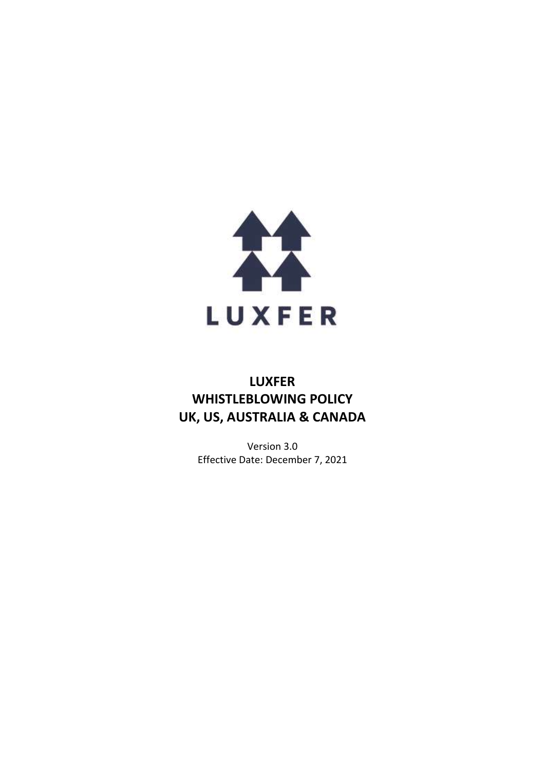LUXFER

# LUXFER WHISTLEBLOWING POLICY UK, US, AUSTRALIA & CANADA

Version 3.0
Effective Date: December 7, 2021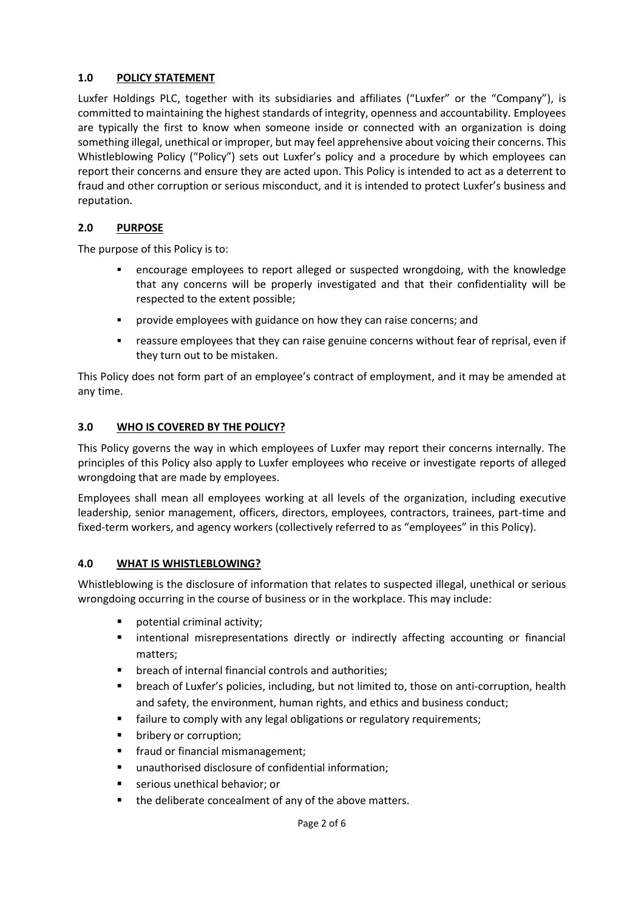## 1.0 POLICY STATEMENT

Luxfer Holdings PLC, together with its subsidiaries and affiliates ("Luxfer" or the "Company"), is committed to maintaining the highest standards of integrity, openness and accountability. Employees are typically the first to know when someone inside or connected with an organization is doing something illegal, unethical or improper, but may feel apprehensive about voicing their concerns. This Whistleblowing Policy ("Policy") sets out Luxfer's policy and a procedure by which employees can report their concerns and ensure they are acted upon. This Policy is intended to act as a deterrent to fraud and other corruption or serious misconduct, and it is intended to protect Luxfer's business and reputation.

## 2.0 PURPOSE

The purpose of this Policy is to:

- encourage employees to report alleged or suspected wrongdoing, with the knowledge that any concerns will be properly investigated and that their confidentiality will be respected to the extent possible;
- provide employees with guidance on how they can raise concerns; and
- reassure employees that they can raise genuine concerns without fear of reprisal, even if they turn out to be mistaken.

This Policy does not form part of an employee's contract of employment, and it may be amended at any time.

## 3.0 WHO IS COVERED BY THE POLICY?

This Policy governs the way in which employees of Luxfer may report their concerns internally. The principles of this Policy also apply to Luxfer employees who receive or investigate reports of alleged wrongdoing that are made by employees.

Employees shall mean all employees working at all levels of the organization, including executive leadership, senior management, officers, directors, employees, contractors, trainees, part-time and fixed-term workers, and agency workers (collectively referred to as "employees" in this Policy).

## 4.0 WHAT IS WHISTLEBLOWING?

Whistleblowing is the disclosure of information that relates to suspected illegal, unethical or serious wrongdoing occurring in the course of business or in the workplace. This may include:

- potential criminal activity;
- intentional misrepresentations directly or indirectly affecting accounting or financial matters;
- breach of internal financial controls and authorities;
- breach of Luxfer's policies, including, but not limited to, those on anti-corruption, health and safety, the environment, human rights, and ethics and business conduct;
- failure to comply with any legal obligations or regulatory requirements;
- bribery or corruption;
- fraud or financial mismanagement;
- unauthorised disclosure of confidential information;
- serious unethical behavior; or
- the deliberate concealment of any of the above matters.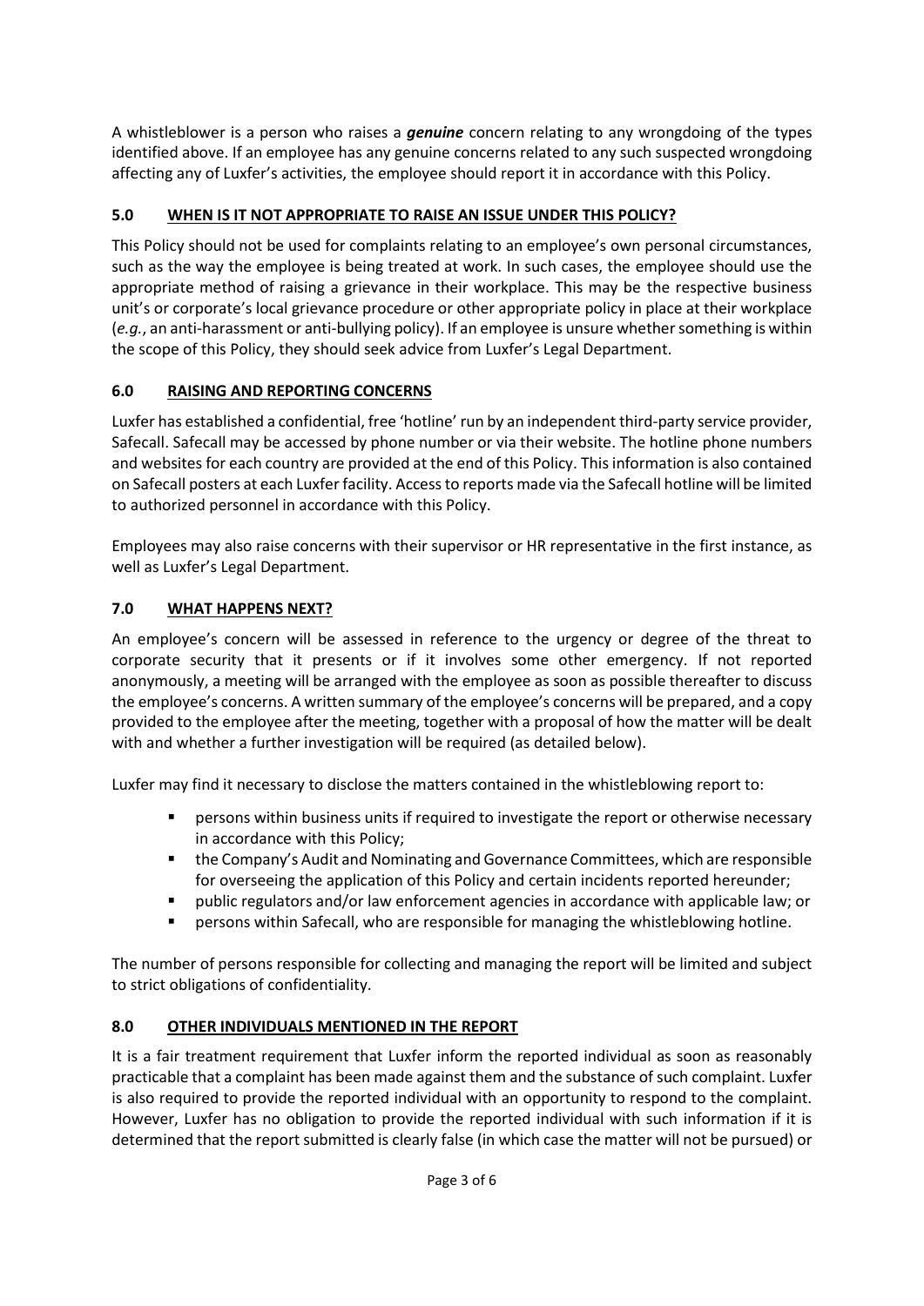A whistleblower is a person who raises a ***genuine*** concern relating to any wrongdoing of the types identified above. If an employee has any genuine concerns related to any such suspected wrongdoing affecting any of Luxfer's activities, the employee should report it in accordance with this Policy.

## 5.0 WHEN IS IT NOT APPROPRIATE TO RAISE AN ISSUE UNDER THIS POLICY?

This Policy should not be used for complaints relating to an employee's own personal circumstances, such as the way the employee is being treated at work. In such cases, the employee should use the appropriate method of raising a grievance in their workplace. This may be the respective business unit's or corporate's local grievance procedure or other appropriate policy in place at their workplace (*e.g.*, an anti-harassment or anti-bullying policy). If an employee is unsure whether something is within the scope of this Policy, they should seek advice from Luxfer's Legal Department.

## 6.0 RAISING AND REPORTING CONCERNS

Luxfer has established a confidential, free 'hotline' run by an independent third-party service provider, Safecall. Safecall may be accessed by phone number or via their website. The hotline phone numbers and websites for each country are provided at the end of this Policy. This information is also contained on Safecall posters at each Luxfer facility. Access to reports made via the Safecall hotline will be limited to authorized personnel in accordance with this Policy.

Employees may also raise concerns with their supervisor or HR representative in the first instance, as well as Luxfer's Legal Department.

## 7.0 WHAT HAPPENS NEXT?

An employee's concern will be assessed in reference to the urgency or degree of the threat to corporate security that it presents or if it involves some other emergency. If not reported anonymously, a meeting will be arranged with the employee as soon as possible thereafter to discuss the employee's concerns. A written summary of the employee's concerns will be prepared, and a copy provided to the employee after the meeting, together with a proposal of how the matter will be dealt with and whether a further investigation will be required (as detailed below).

Luxfer may find it necessary to disclose the matters contained in the whistleblowing report to:

- persons within business units if required to investigate the report or otherwise necessary in accordance with this Policy;
- the Company's Audit and Nominating and Governance Committees, which are responsible for overseeing the application of this Policy and certain incidents reported hereunder;
- public regulators and/or law enforcement agencies in accordance with applicable law; or
- persons within Safecall, who are responsible for managing the whistleblowing hotline.

The number of persons responsible for collecting and managing the report will be limited and subject to strict obligations of confidentiality.

## 8.0 OTHER INDIVIDUALS MENTIONED IN THE REPORT

It is a fair treatment requirement that Luxfer inform the reported individual as soon as reasonably practicable that a complaint has been made against them and the substance of such complaint. Luxfer is also required to provide the reported individual with an opportunity to respond to the complaint. However, Luxfer has no obligation to provide the reported individual with such information if it is determined that the report submitted is clearly false (in which case the matter will not be pursued) or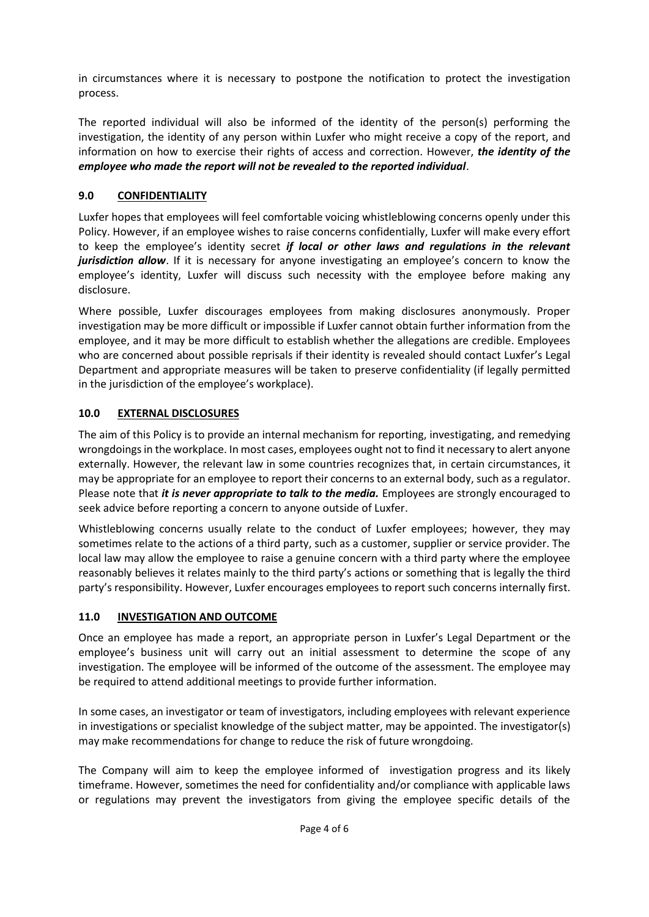in circumstances where it is necessary to postpone the notification to protect the investigation process.

The reported individual will also be informed of the identity of the person(s) performing the investigation, the identity of any person within Luxfer who might receive a copy of the report, and information on how to exercise their rights of access and correction. However, ***the identity of the employee who made the report will not be revealed to the reported individual***.

## 9.0 CONFIDENTIALITY

Luxfer hopes that employees will feel comfortable voicing whistleblowing concerns openly under this Policy. However, if an employee wishes to raise concerns confidentially, Luxfer will make every effort to keep the employee's identity secret ***if local or other laws and regulations in the relevant jurisdiction allow***. If it is necessary for anyone investigating an employee's concern to know the employee's identity, Luxfer will discuss such necessity with the employee before making any disclosure.

Where possible, Luxfer discourages employees from making disclosures anonymously. Proper investigation may be more difficult or impossible if Luxfer cannot obtain further information from the employee, and it may be more difficult to establish whether the allegations are credible. Employees who are concerned about possible reprisals if their identity is revealed should contact Luxfer's Legal Department and appropriate measures will be taken to preserve confidentiality (if legally permitted in the jurisdiction of the employee's workplace).

## 10.0 EXTERNAL DISCLOSURES

The aim of this Policy is to provide an internal mechanism for reporting, investigating, and remedying wrongdoings in the workplace. In most cases, employees ought not to find it necessary to alert anyone externally. However, the relevant law in some countries recognizes that, in certain circumstances, it may be appropriate for an employee to report their concerns to an external body, such as a regulator. Please note that ***it is never appropriate to talk to the media.*** Employees are strongly encouraged to seek advice before reporting a concern to anyone outside of Luxfer.

Whistleblowing concerns usually relate to the conduct of Luxfer employees; however, they may sometimes relate to the actions of a third party, such as a customer, supplier or service provider. The local law may allow the employee to raise a genuine concern with a third party where the employee reasonably believes it relates mainly to the third party's actions or something that is legally the third party's responsibility. However, Luxfer encourages employees to report such concerns internally first.

## 11.0 INVESTIGATION AND OUTCOME

Once an employee has made a report, an appropriate person in Luxfer's Legal Department or the employee's business unit will carry out an initial assessment to determine the scope of any investigation. The employee will be informed of the outcome of the assessment. The employee may be required to attend additional meetings to provide further information.

In some cases, an investigator or team of investigators, including employees with relevant experience in investigations or specialist knowledge of the subject matter, may be appointed. The investigator(s) may make recommendations for change to reduce the risk of future wrongdoing.

The Company will aim to keep the employee informed of investigation progress and its likely timeframe. However, sometimes the need for confidentiality and/or compliance with applicable laws or regulations may prevent the investigators from giving the employee specific details of the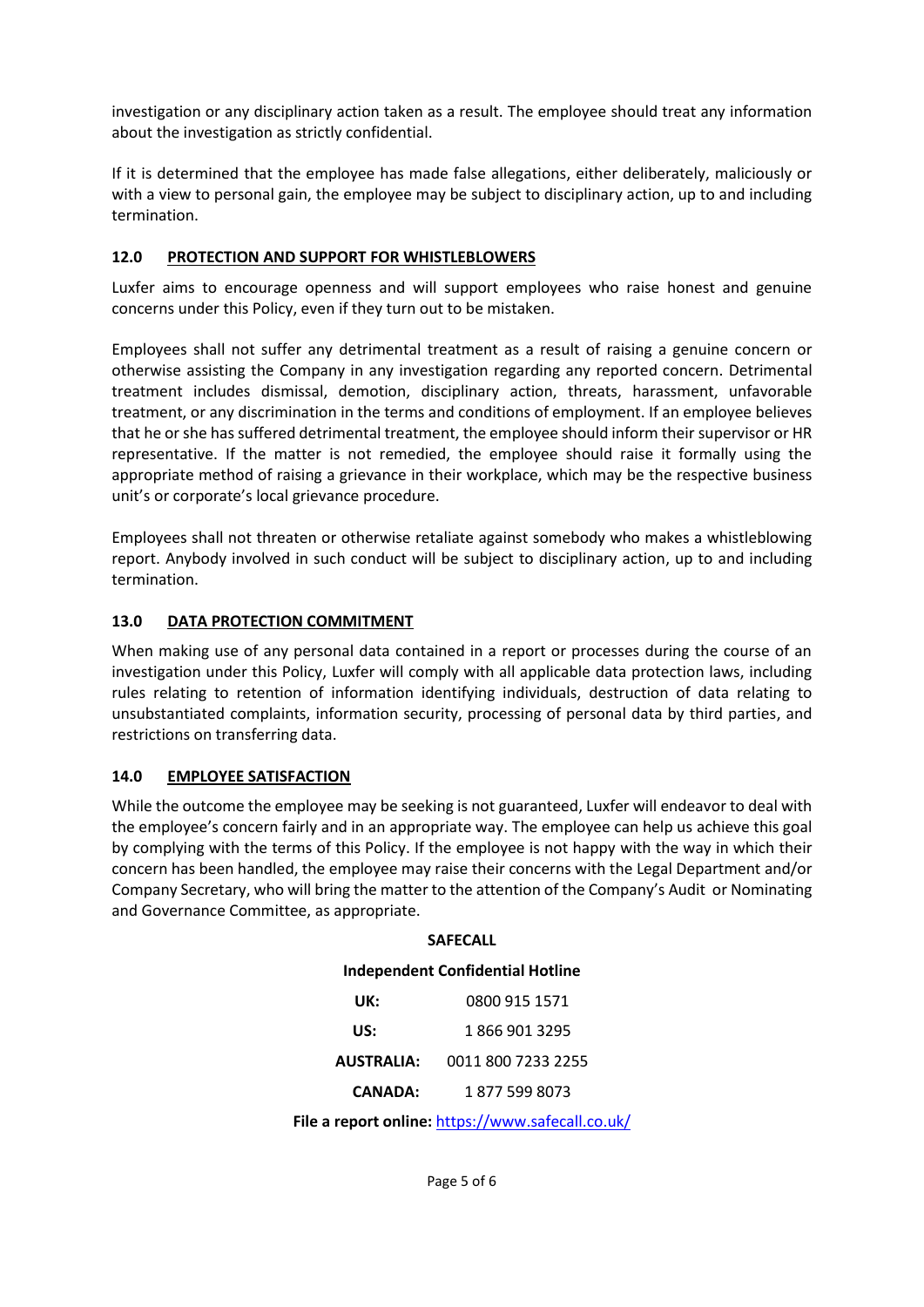investigation or any disciplinary action taken as a result. The employee should treat any information about the investigation as strictly confidential.

If it is determined that the employee has made false allegations, either deliberately, maliciously or with a view to personal gain, the employee may be subject to disciplinary action, up to and including termination.

## 12.0 PROTECTION AND SUPPORT FOR WHISTLEBLOWERS

Luxfer aims to encourage openness and will support employees who raise honest and genuine concerns under this Policy, even if they turn out to be mistaken.

Employees shall not suffer any detrimental treatment as a result of raising a genuine concern or otherwise assisting the Company in any investigation regarding any reported concern. Detrimental treatment includes dismissal, demotion, disciplinary action, threats, harassment, unfavorable treatment, or any discrimination in the terms and conditions of employment. If an employee believes that he or she has suffered detrimental treatment, the employee should inform their supervisor or HR representative. If the matter is not remedied, the employee should raise it formally using the appropriate method of raising a grievance in their workplace, which may be the respective business unit's or corporate's local grievance procedure.

Employees shall not threaten or otherwise retaliate against somebody who makes a whistleblowing report. Anybody involved in such conduct will be subject to disciplinary action, up to and including termination.

## 13.0 DATA PROTECTION COMMITMENT

When making use of any personal data contained in a report or processes during the course of an investigation under this Policy, Luxfer will comply with all applicable data protection laws, including rules relating to retention of information identifying individuals, destruction of data relating to unsubstantiated complaints, information security, processing of personal data by third parties, and restrictions on transferring data.

## 14.0 EMPLOYEE SATISFACTION

While the outcome the employee may be seeking is not guaranteed, Luxfer will endeavor to deal with the employee's concern fairly and in an appropriate way. The employee can help us achieve this goal by complying with the terms of this Policy. If the employee is not happy with the way in which their concern has been handled, the employee may raise their concerns with the Legal Department and/or Company Secretary, who will bring the matter to the attention of the Company's Audit or Nominating and Governance Committee, as appropriate.

**SAFECALL**

**Independent Confidential Hotline**

| | |
|---|---|
| **UK:** | 0800 915 1571 |
| **US:** | 1 866 901 3295 |
| **AUSTRALIA:** | 0011 800 7233 2255 |
| **CANADA:** | 1 877 599 8073 |

**File a report online:** [https://www.safecall.co.uk/](https://www.safecall.co.uk/)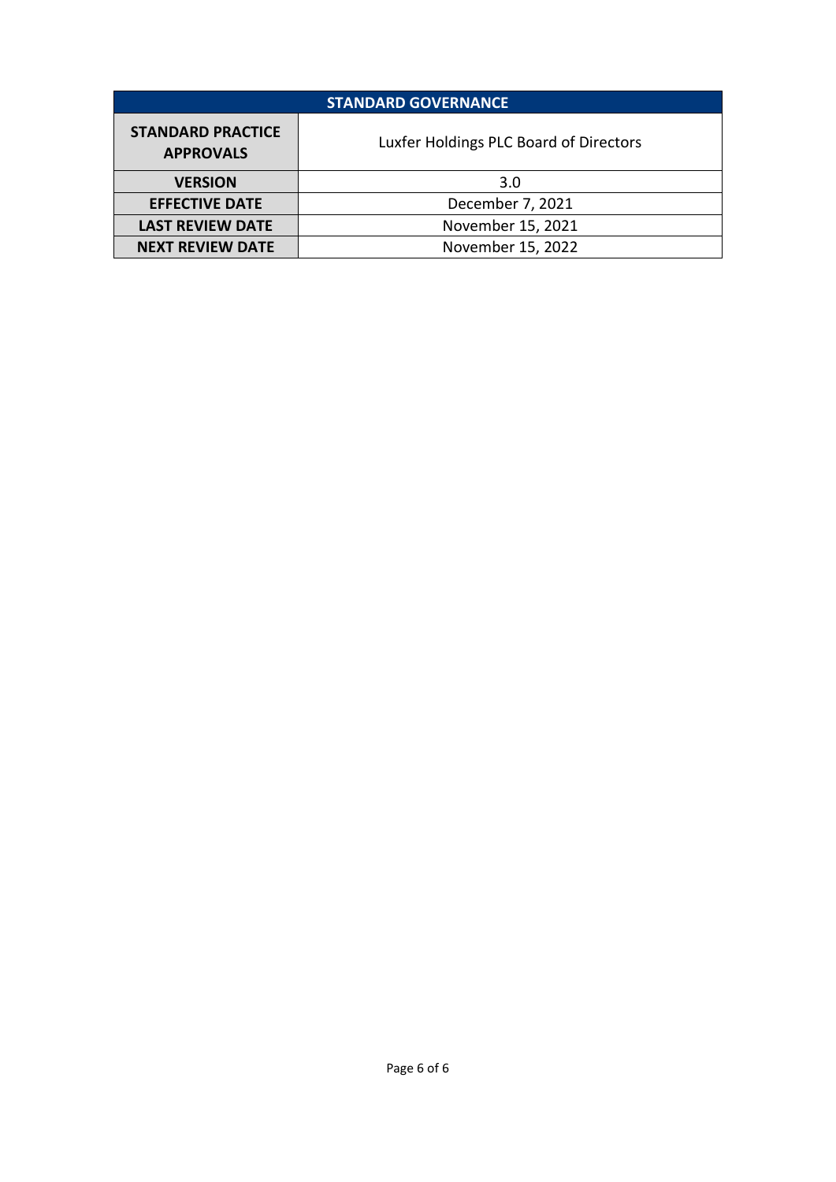| STANDARD GOVERNANCE | |
|---|---|
| **STANDARD PRACTICE APPROVALS** | Luxfer Holdings PLC Board of Directors |
| **VERSION** | 3.0 |
| **EFFECTIVE DATE** | December 7, 2021 |
| **LAST REVIEW DATE** | November 15, 2021 |
| **NEXT REVIEW DATE** | November 15, 2022 |